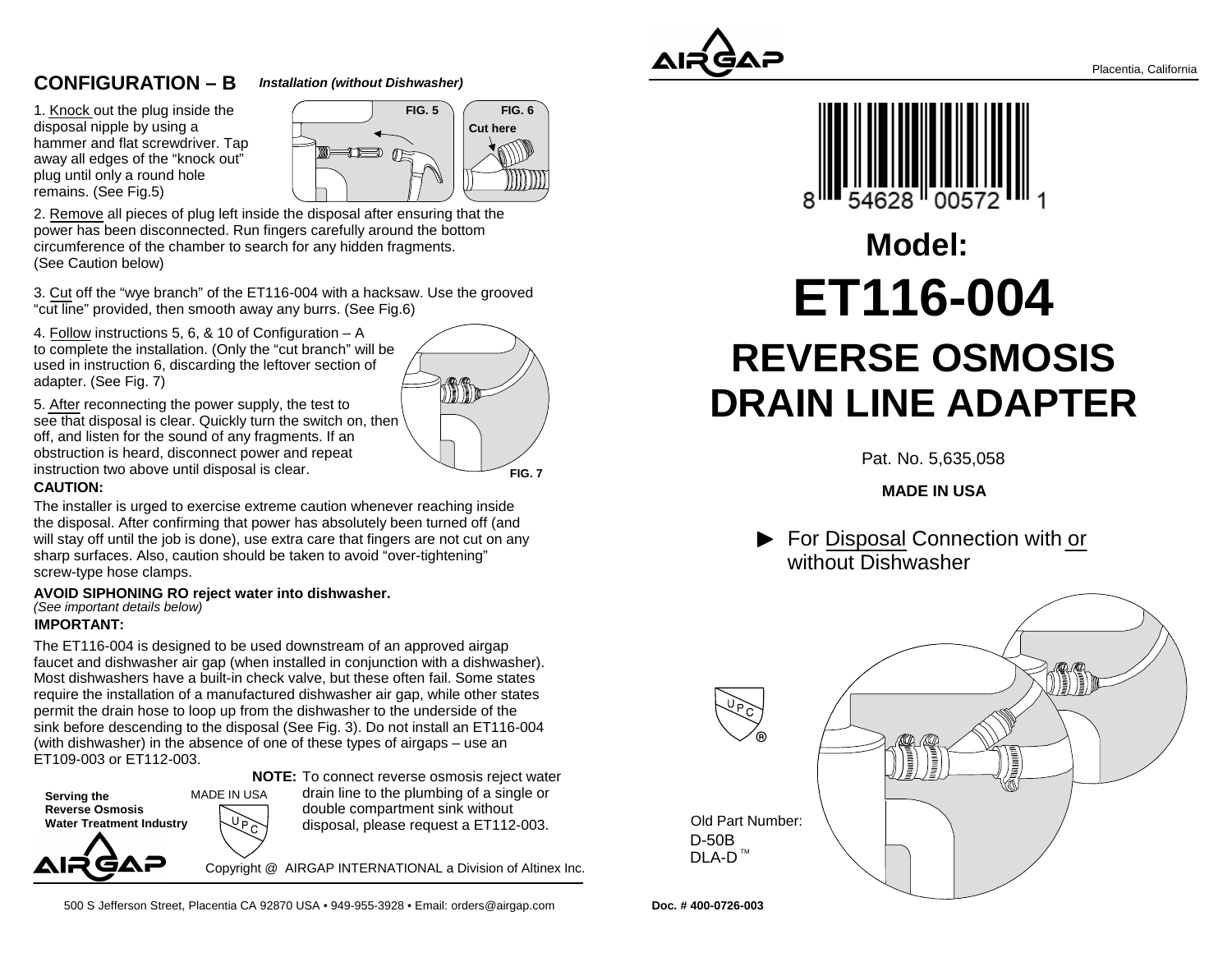## CONFIGURATION – B *Installation (without Dishwasher)*

1. Knock out the plug inside the disposal nipple by using a hammer and flat screwdriver. Tap away all edges of the "knock out" plug until only a round hole remains. (See Fig.5)

FIG. 5

FIG. 6

Cut here

2. Remove all pieces of plug left inside the disposal after ensuring that the power has been disconnected. Run fingers carefully around the bottom circumference of the chamber to search for any hidden fragments. (See Caution below)

3. Cut off the "wye branch" of the ET116-004 with a hacksaw. Use the grooved "cut line" provided, then smooth away any burrs. (See Fig.6)

4. Follow instructions 5, 6, & 10 of Configuration – A to complete the installation. (Only the "cut branch" will be used in instruction 6, discarding the leftover section of adapter. (See Fig. 7)

5. After reconnecting the power supply, the test to see that disposal is clear. Quickly turn the switch on, then off, and listen for the sound of any fragments. If an obstruction is heard, disconnect power and repeat instruction two above until disposal is clear.

FIG. 7

**CAUTION:**

The installer is urged to exercise extreme caution whenever reaching inside the disposal. After confirming that power has absolutely been turned off (and will stay off until the job is done), use extra care that fingers are not cut on any sharp surfaces. Also, caution should be taken to avoid "over-tightening" screw-type hose clamps.

**AVOID SIPHONING RO reject water into dishwasher.**
*(See important details below)*

**IMPORTANT:**

The ET116-004 is designed to be used downstream of an approved airgap faucet and dishwasher air gap (when installed in conjunction with a dishwasher). Most dishwashers have a built-in check valve, but these often fail. Some states require the installation of a manufactured dishwasher air gap, while other states permit the drain hose to loop up from the dishwasher to the underside of the sink before descending to the disposal (See Fig. 3). Do not install an ET116-004 (with dishwasher) in the absence of one of these types of airgaps – use an ET109-003 or ET112-003.

**NOTE:** To connect reverse osmosis reject water drain line to the plumbing of a single or double compartment sink without disposal, please request a ET112-003.

**Serving the Reverse Osmosis Water Treatment Industry**

MADE IN USA

UPC

AIRGAP

Copyright @ AIRGAP INTERNATIONAL a Division of Altinex Inc.

500 S Jefferson Street, Placentia CA 92870 USA • 949-955-3928 • Email: orders@airgap.com

AIRGAP

Placentia, California

8 54628 00572 1

# Model:

# ET116-004

# REVERSE OSMOSIS DRAIN LINE ADAPTER

Pat. No. 5,635,058

**MADE IN USA**

► For Disposal Connection with or without Dishwasher

UPC ®

Old Part Number:
D-50B
DLA-D ™

**Doc. # 400-0726-003**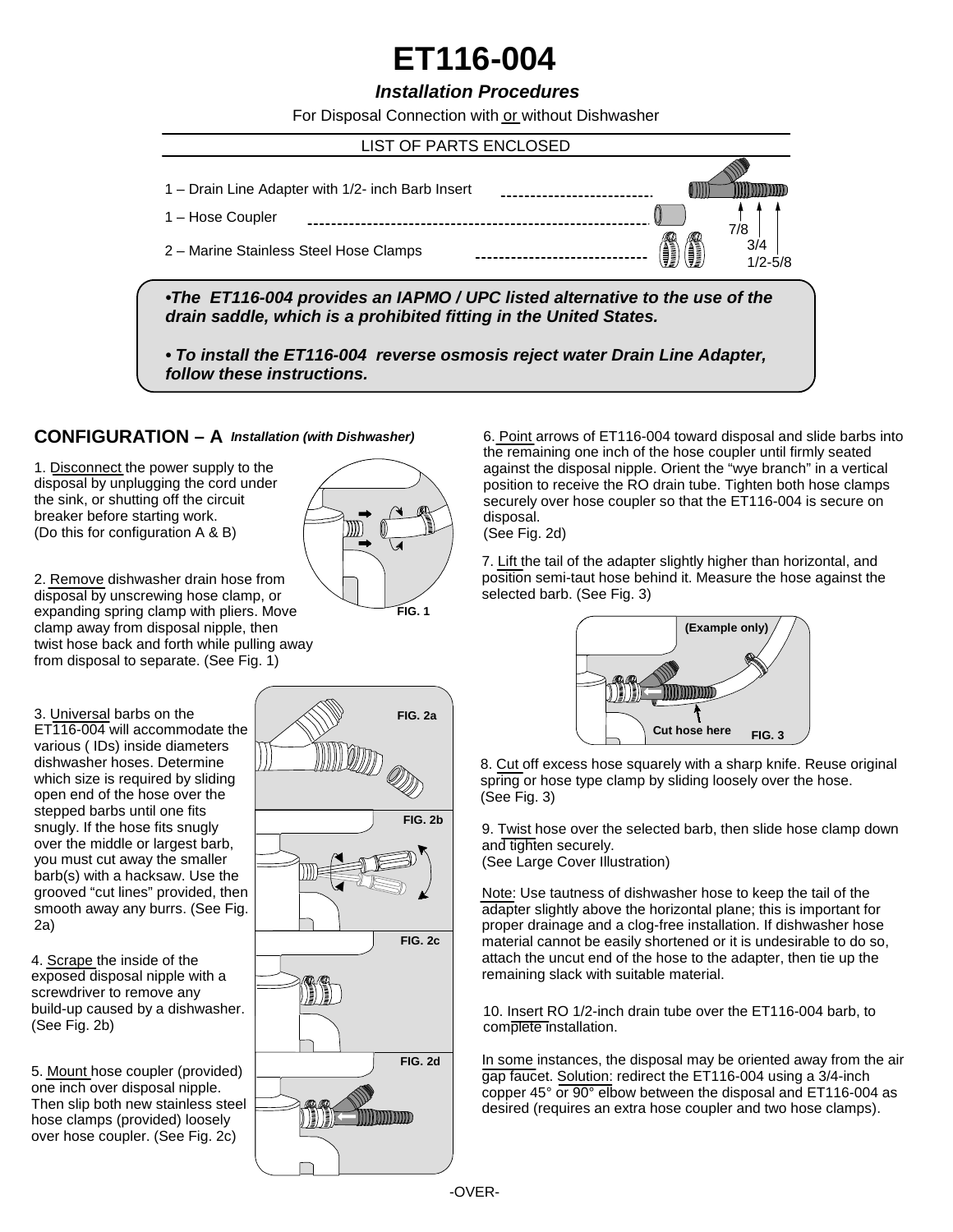# ET116-004

***Installation Procedures***

For Disposal Connection with or without Dishwasher

LIST OF PARTS ENCLOSED

1 – Drain Line Adapter with 1/2- inch Barb Insert

1 – Hose Coupler

2 – Marine Stainless Steel Hose Clamps

7/8
3/4
1/2-5/8

***•The ET116-004 provides an IAPMO / UPC listed alternative to the use of the drain saddle, which is a prohibited fitting in the United States.***

***• To install the ET116-004 reverse osmosis reject water Drain Line Adapter, follow these instructions.***

## CONFIGURATION – A *Installation (with Dishwasher)*

1. Disconnect the power supply to the disposal by unplugging the cord under the sink, or shutting off the circuit breaker before starting work. (Do this for configuration A & B)

2. Remove dishwasher drain hose from disposal by unscrewing hose clamp, or expanding spring clamp with pliers. Move clamp away from disposal nipple, then twist hose back and forth while pulling away from disposal to separate. (See Fig. 1)

FIG. 1

3. Universal barbs on the ET116-004 will accommodate the various ( IDs) inside diameters dishwasher hoses. Determine which size is required by sliding open end of the hose over the stepped barbs until one fits snugly. If the hose fits snugly over the middle or largest barb, you must cut away the smaller barb(s) with a hacksaw. Use the grooved "cut lines" provided, then smooth away any burrs. (See Fig. 2a)

4. Scrape the inside of the exposed disposal nipple with a screwdriver to remove any build-up caused by a dishwasher. (See Fig. 2b)

5. Mount hose coupler (provided) one inch over disposal nipple. Then slip both new stainless steel hose clamps (provided) loosely over hose coupler. (See Fig. 2c)

FIG. 2a

FIG. 2b

FIG. 2c

FIG. 2d

6. Point arrows of ET116-004 toward disposal and slide barbs into the remaining one inch of the hose coupler until firmly seated against the disposal nipple. Orient the "wye branch" in a vertical position to receive the RO drain tube. Tighten both hose clamps securely over hose coupler so that the ET116-004 is secure on disposal. (See Fig. 2d)

7. Lift the tail of the adapter slightly higher than horizontal, and position semi-taut hose behind it. Measure the hose against the selected barb. (See Fig. 3)

(Example only)

Cut hose here

FIG. 3

8. Cut off excess hose squarely with a sharp knife. Reuse original spring or hose type clamp by sliding loosely over the hose. (See Fig. 3)

9. Twist hose over the selected barb, then slide hose clamp down and tighten securely. (See Large Cover Illustration)

Note: Use tautness of dishwasher hose to keep the tail of the adapter slightly above the horizontal plane; this is important for proper drainage and a clog-free installation. If dishwasher hose material cannot be easily shortened or it is undesirable to do so, attach the uncut end of the hose to the adapter, then tie up the remaining slack with suitable material.

10. Insert RO 1/2-inch drain tube over the ET116-004 barb, to complete installation.

In some instances, the disposal may be oriented away from the air gap faucet. Solution: redirect the ET116-004 using a 3/4-inch copper 45° or 90° elbow between the disposal and ET116-004 as desired (requires an extra hose coupler and two hose clamps).

-OVER-